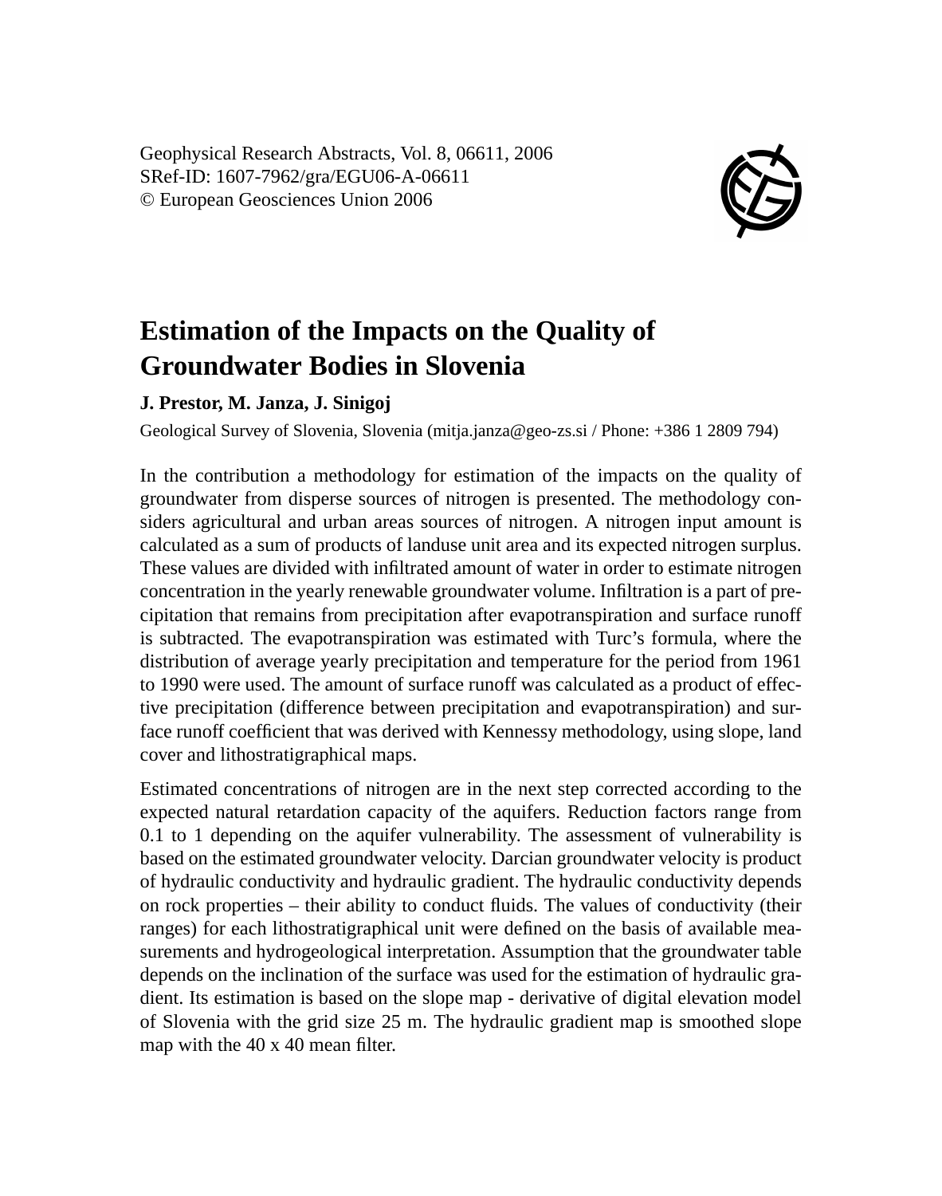Geophysical Research Abstracts, Vol. 8, 06611, 2006
SRef-ID: 1607-7962/gra/EGU06-A-06611
© European Geosciences Union 2006

# Estimation of the Impacts on the Quality of Groundwater Bodies in Slovenia

**J. Prestor, M. Janza, J. Sinigoj**

Geological Survey of Slovenia, Slovenia (mitja.janza@geo-zs.si / Phone: +386 1 2809 794)

In the contribution a methodology for estimation of the impacts on the quality of groundwater from disperse sources of nitrogen is presented. The methodology considers agricultural and urban areas sources of nitrogen. A nitrogen input amount is calculated as a sum of products of landuse unit area and its expected nitrogen surplus. These values are divided with infiltrated amount of water in order to estimate nitrogen concentration in the yearly renewable groundwater volume. Infiltration is a part of precipitation that remains from precipitation after evapotranspiration and surface runoff is subtracted. The evapotranspiration was estimated with Turc's formula, where the distribution of average yearly precipitation and temperature for the period from 1961 to 1990 were used. The amount of surface runoff was calculated as a product of effective precipitation (difference between precipitation and evapotranspiration) and surface runoff coefficient that was derived with Kennessy methodology, using slope, land cover and lithostratigraphical maps.

Estimated concentrations of nitrogen are in the next step corrected according to the expected natural retardation capacity of the aquifers. Reduction factors range from 0.1 to 1 depending on the aquifer vulnerability. The assessment of vulnerability is based on the estimated groundwater velocity. Darcian groundwater velocity is product of hydraulic conductivity and hydraulic gradient. The hydraulic conductivity depends on rock properties – their ability to conduct fluids. The values of conductivity (their ranges) for each lithostratigraphical unit were defined on the basis of available measurements and hydrogeological interpretation. Assumption that the groundwater table depends on the inclination of the surface was used for the estimation of hydraulic gradient. Its estimation is based on the slope map - derivative of digital elevation model of Slovenia with the grid size 25 m. The hydraulic gradient map is smoothed slope map with the 40 x 40 mean filter.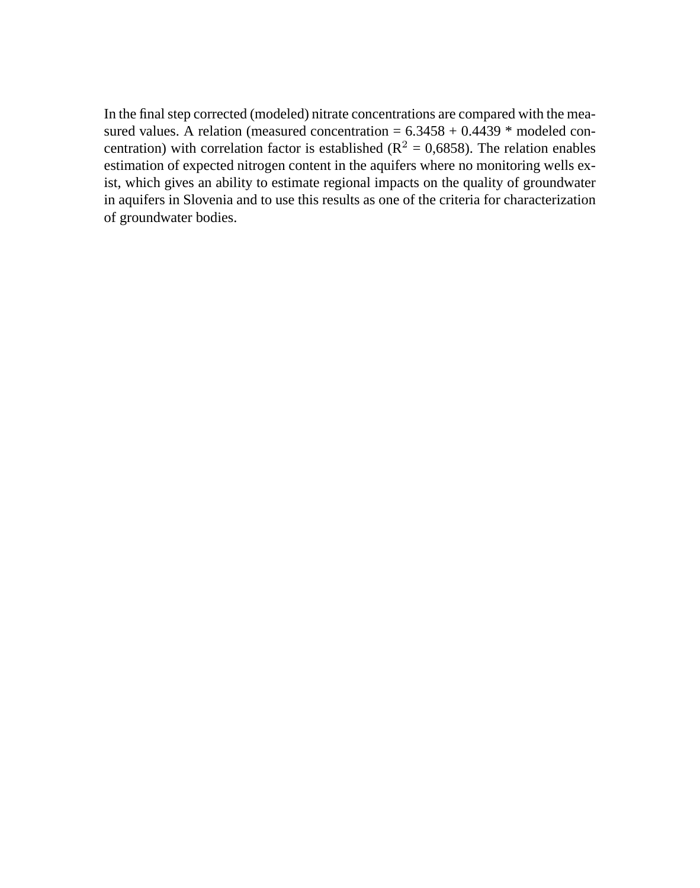In the final step corrected (modeled) nitrate concentrations are compared with the measured values. A relation (measured concentration = 6.3458 + 0.4439 * modeled concentration) with correlation factor is established ($R^2 = 0{,}6858$). The relation enables estimation of expected nitrogen content in the aquifers where no monitoring wells exist, which gives an ability to estimate regional impacts on the quality of groundwater in aquifers in Slovenia and to use this results as one of the criteria for characterization of groundwater bodies.